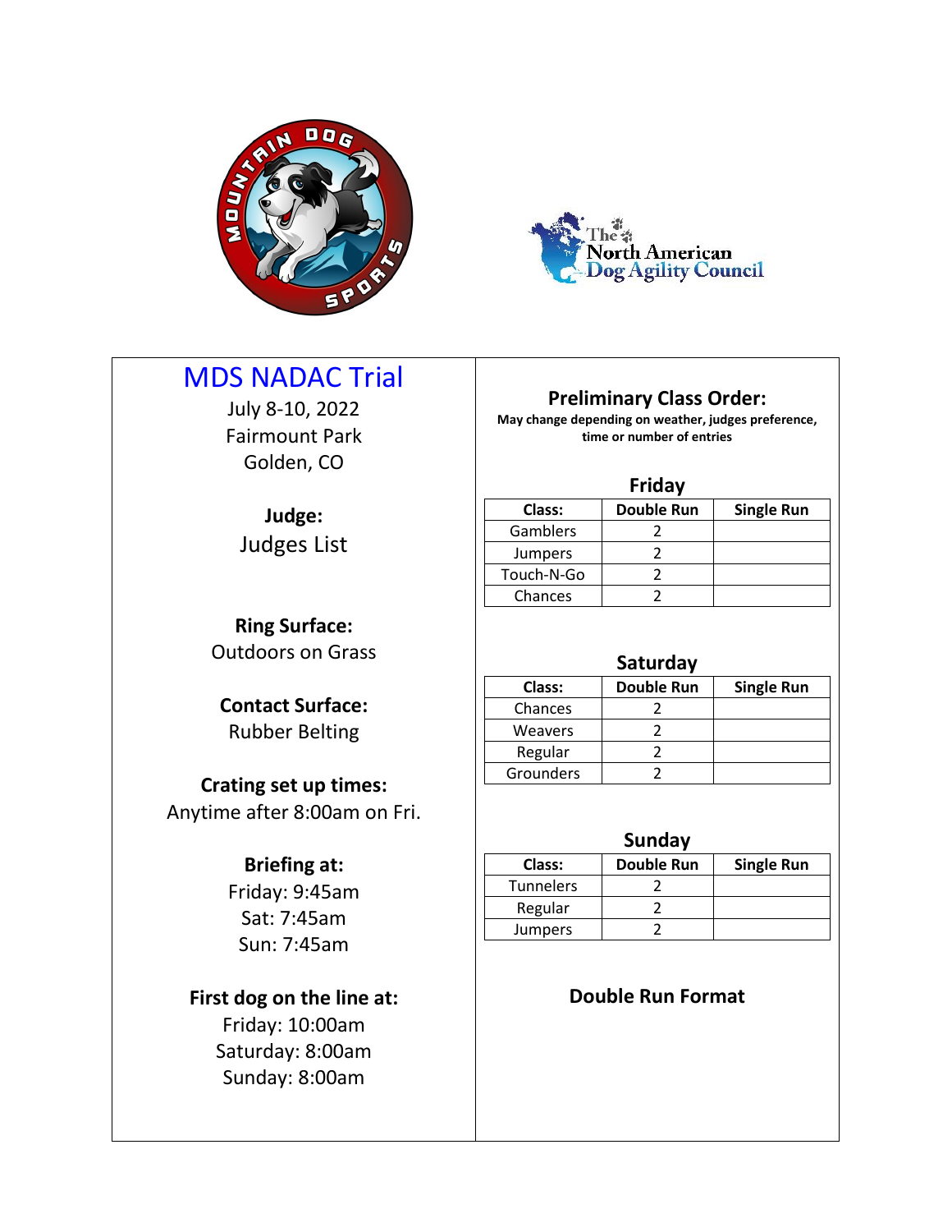# MDS NADAC Trial

July 8-10, 2022
Fairmount Park
Golden, CO

**Judge:**
Judges List

**Ring Surface:**
Outdoors on Grass

**Contact Surface:**
Rubber Belting

**Crating set up times:**
Anytime after 8:00am on Fri.

**Briefing at:**
Friday: 9:45am
Sat: 7:45am
Sun: 7:45am

**First dog on the line at:**
Friday: 10:00am
Saturday: 8:00am
Sunday: 8:00am

## Preliminary Class Order:

**May change depending on weather, judges preference, time or number of entries**

### Friday

| Class: | Double Run | Single Run |
|---|---|---|
| Gamblers | 2 | |
| Jumpers | 2 | |
| Touch-N-Go | 2 | |
| Chances | 2 | |

### Saturday

| Class: | Double Run | Single Run |
|---|---|---|
| Chances | 2 | |
| Weavers | 2 | |
| Regular | 2 | |
| Grounders | 2 | |

### Sunday

| Class: | Double Run | Single Run |
|---|---|---|
| Tunnelers | 2 | |
| Regular | 2 | |
| Jumpers | 2 | |

**Double Run Format**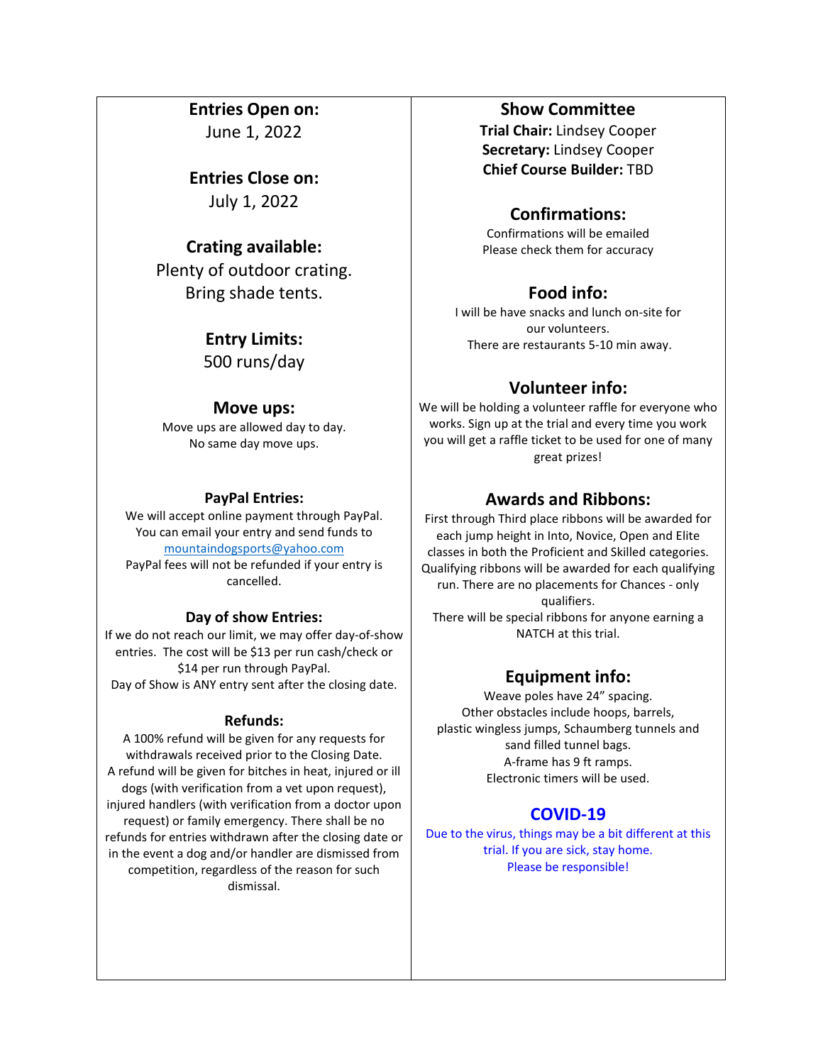## Entries Open on:

June 1, 2022

## Entries Close on:

July 1, 2022

## Crating available:

Plenty of outdoor crating.
Bring shade tents.

## Entry Limits:

500 runs/day

## Move ups:

Move ups are allowed day to day.
No same day move ups.

### PayPal Entries:

We will accept online payment through PayPal.
You can email your entry and send funds to mountaindogsports@yahoo.com
PayPal fees will not be refunded if your entry is cancelled.

### Day of show Entries:

If we do not reach our limit, we may offer day-of-show entries. The cost will be $13 per run cash/check or $14 per run through PayPal.
Day of Show is ANY entry sent after the closing date.

### Refunds:

A 100% refund will be given for any requests for withdrawals received prior to the Closing Date.
A refund will be given for bitches in heat, injured or ill dogs (with verification from a vet upon request), injured handlers (with verification from a doctor upon request) or family emergency. There shall be no refunds for entries withdrawn after the closing date or in the event a dog and/or handler are dismissed from competition, regardless of the reason for such dismissal.

## Show Committee

**Trial Chair:** Lindsey Cooper
**Secretary:** Lindsey Cooper
**Chief Course Builder:** TBD

## Confirmations:

Confirmations will be emailed
Please check them for accuracy

## Food info:

I will be have snacks and lunch on-site for our volunteers.
There are restaurants 5-10 min away.

## Volunteer info:

We will be holding a volunteer raffle for everyone who works. Sign up at the trial and every time you work you will get a raffle ticket to be used for one of many great prizes!

## Awards and Ribbons:

First through Third place ribbons will be awarded for each jump height in Into, Novice, Open and Elite classes in both the Proficient and Skilled categories. Qualifying ribbons will be awarded for each qualifying run. There are no placements for Chances - only qualifiers.
There will be special ribbons for anyone earning a NATCH at this trial.

## Equipment info:

Weave poles have 24" spacing.
Other obstacles include hoops, barrels, plastic wingless jumps, Schaumberg tunnels and sand filled tunnel bags.
A-frame has 9 ft ramps.
Electronic timers will be used.

## COVID-19

Due to the virus, things may be a bit different at this trial. If you are sick, stay home.
Please be responsible!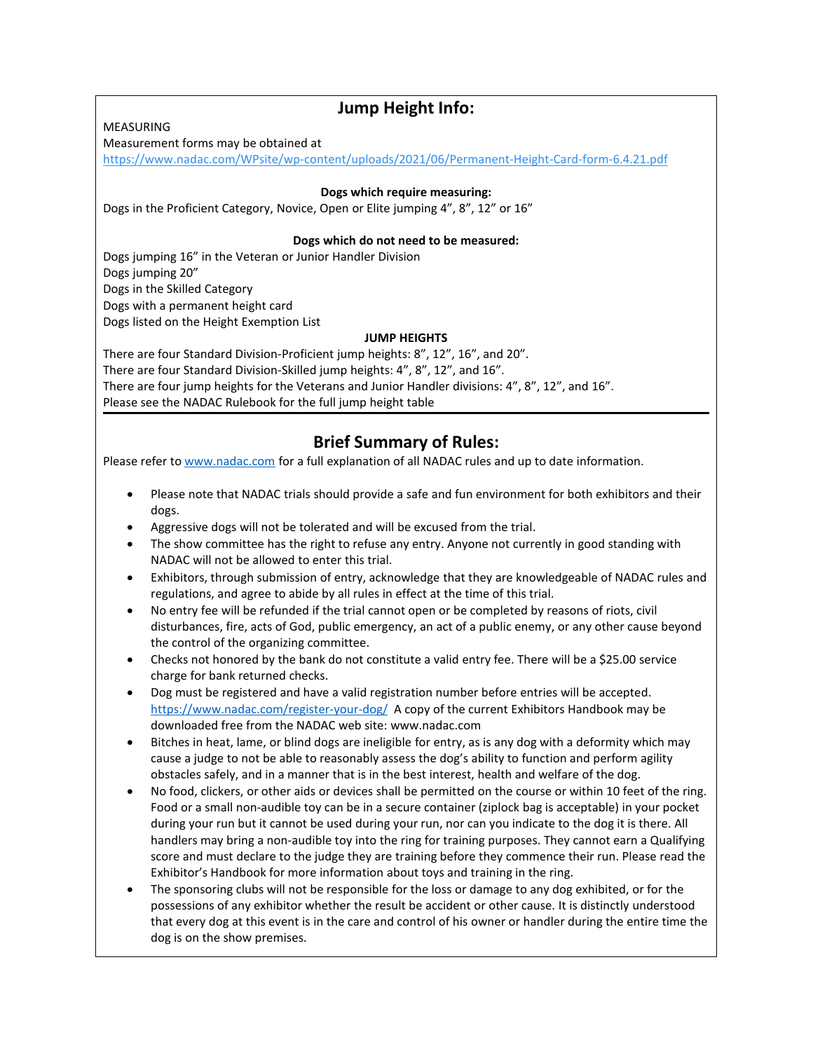## Jump Height Info:

MEASURING

Measurement forms may be obtained at
https://www.nadac.com/WPsite/wp-content/uploads/2021/06/Permanent-Height-Card-form-6.4.21.pdf

**Dogs which require measuring:**

Dogs in the Proficient Category, Novice, Open or Elite jumping 4", 8", 12" or 16"

**Dogs which do not need to be measured:**

Dogs jumping 16" in the Veteran or Junior Handler Division
Dogs jumping 20"
Dogs in the Skilled Category
Dogs with a permanent height card
Dogs listed on the Height Exemption List

**JUMP HEIGHTS**

There are four Standard Division-Proficient jump heights: 8", 12", 16", and 20".
There are four Standard Division-Skilled jump heights: 4", 8", 12", and 16".
There are four jump heights for the Veterans and Junior Handler divisions: 4", 8", 12", and 16".
Please see the NADAC Rulebook for the full jump height table

## Brief Summary of Rules:

Please refer to www.nadac.com for a full explanation of all NADAC rules and up to date information.

- Please note that NADAC trials should provide a safe and fun environment for both exhibitors and their dogs.
- Aggressive dogs will not be tolerated and will be excused from the trial.
- The show committee has the right to refuse any entry. Anyone not currently in good standing with NADAC will not be allowed to enter this trial.
- Exhibitors, through submission of entry, acknowledge that they are knowledgeable of NADAC rules and regulations, and agree to abide by all rules in effect at the time of this trial.
- No entry fee will be refunded if the trial cannot open or be completed by reasons of riots, civil disturbances, fire, acts of God, public emergency, an act of a public enemy, or any other cause beyond the control of the organizing committee.
- Checks not honored by the bank do not constitute a valid entry fee. There will be a $25.00 service charge for bank returned checks.
- Dog must be registered and have a valid registration number before entries will be accepted. https://www.nadac.com/register-your-dog/ A copy of the current Exhibitors Handbook may be downloaded free from the NADAC web site: www.nadac.com
- Bitches in heat, lame, or blind dogs are ineligible for entry, as is any dog with a deformity which may cause a judge to not be able to reasonably assess the dog's ability to function and perform agility obstacles safely, and in a manner that is in the best interest, health and welfare of the dog.
- No food, clickers, or other aids or devices shall be permitted on the course or within 10 feet of the ring. Food or a small non-audible toy can be in a secure container (ziplock bag is acceptable) in your pocket during your run but it cannot be used during your run, nor can you indicate to the dog it is there. All handlers may bring a non-audible toy into the ring for training purposes. They cannot earn a Qualifying score and must declare to the judge they are training before they commence their run. Please read the Exhibitor's Handbook for more information about toys and training in the ring.
- The sponsoring clubs will not be responsible for the loss or damage to any dog exhibited, or for the possessions of any exhibitor whether the result be accident or other cause. It is distinctly understood that every dog at this event is in the care and control of his owner or handler during the entire time the dog is on the show premises.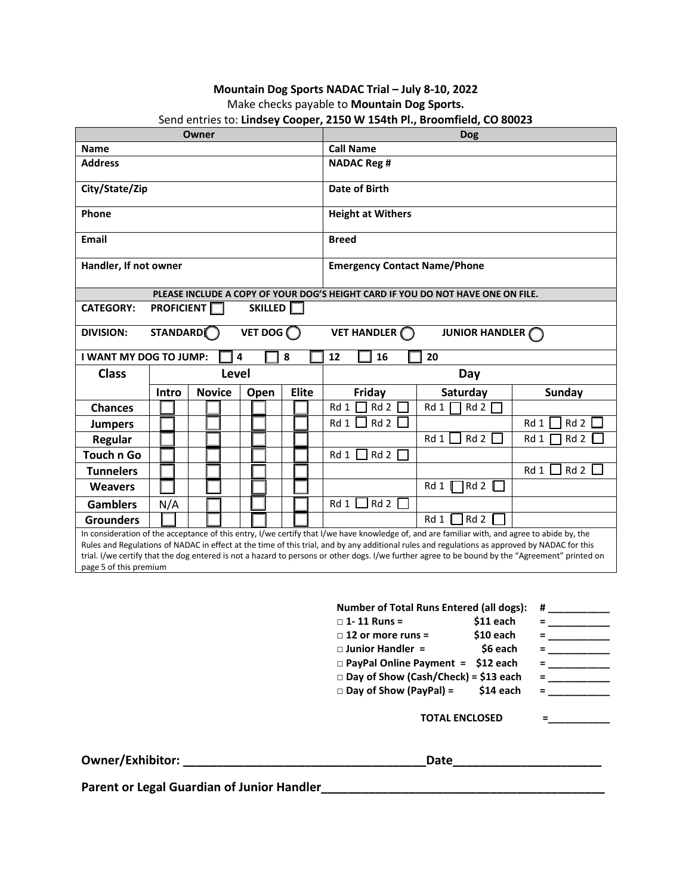**Mountain Dog Sports NADAC Trial – July 8-10, 2022**

Make checks payable to **Mountain Dog Sports.**

Send entries to: **Lindsey Cooper, 2150 W 154th Pl., Broomfield, CO 80023**

| Owner | Dog |
|---|---|
| **Name** | **Call Name** |
| **Address** | **NADAC Reg #** |
| **City/State/Zip** | **Date of Birth** |
| **Phone** | **Height at Withers** |
| **Email** | **Breed** |
| **Handler, If not owner** | **Emergency Contact Name/Phone** |

**PLEASE INCLUDE A COPY OF YOUR DOG'S HEIGHT CARD IF YOU DO NOT HAVE ONE ON FILE.**

**CATEGORY:** **PROFICIENT** ☐ **SKILLED** ☐

**DIVISION:** **STANDARD** ◯ **VET DOG** ◯ **VET HANDLER** ◯ **JUNIOR HANDLER** ◯

**I WANT MY DOG TO JUMP:** ☐ **4** ☐ **8** ☐ **12** ☐ **16** ☐ **20**

| Class | Level | | | | Day | | |
|---|---|---|---|---|---|---|---|
| | Intro | Novice | Open | Elite | Friday | Saturday | Sunday |
| **Chances** | ☐ | ☐ | ☐ | ☐ | Rd 1 ☐ Rd 2 ☐ | Rd 1 ☐ Rd 2 ☐ | |
| **Jumpers** | ☐ | ☐ | ☐ | ☐ | Rd 1 ☐ Rd 2 ☐ | | Rd 1 ☐ Rd 2 ☐ |
| **Regular** | ☐ | ☐ | ☐ | ☐ | | Rd 1 ☐ Rd 2 ☐ | Rd 1 ☐ Rd 2 ☐ |
| **Touch n Go** | ☐ | ☐ | ☐ | ☐ | Rd 1 ☐ Rd 2 ☐ | | |
| **Tunnelers** | ☐ | ☐ | ☐ | ☐ | | | Rd 1 ☐ Rd 2 ☐ |
| **Weavers** | ☐ | ☐ | ☐ | ☐ | | Rd 1 ☐ Rd 2 ☐ | |
| **Gamblers** | N/A | ☐ | ☐ | ☐ | Rd 1 ☐ Rd 2 ☐ | | |
| **Grounders** | ☐ | ☐ | ☐ | ☐ | | Rd 1 ☐ Rd 2 ☐ | |

In consideration of the acceptance of this entry, I/we certify that I/we have knowledge of, and are familiar with, and agree to abide by, the Rules and Regulations of NADAC in effect at the time of this trial, and by any additional rules and regulations as approved by NADAC for this trial. I/we certify that the dog entered is not a hazard to persons or other dogs. I/we further agree to be bound by the "Agreement" printed on page 5 of this premium

**Number of Total Runs Entered (all dogs):** # ___________

- □ **1- 11 Runs = $11 each** = ___________
- □ **12 or more runs = $10 each** = ___________
- □ **Junior Handler = $6 each** = ___________
- □ **PayPal Online Payment = $12 each** = ___________
- □ **Day of Show (Cash/Check) = $13 each** = ___________
- □ **Day of Show (PayPal) = $14 each** = ___________

**TOTAL ENCLOSED** =___________

**Owner/Exhibitor: ____________________________________Date______________________**

**Parent or Legal Guardian of Junior Handler__________________________________________**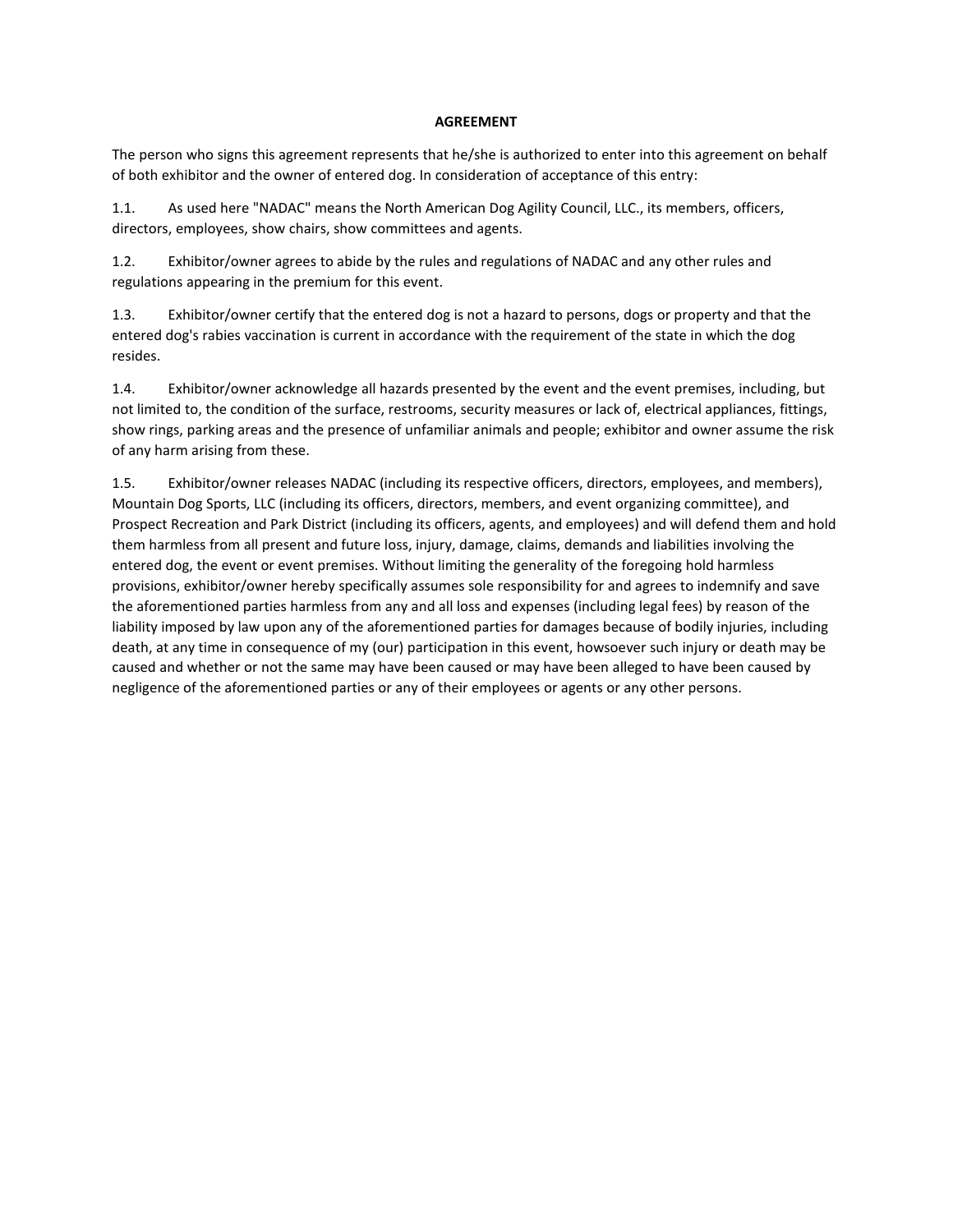## AGREEMENT

The person who signs this agreement represents that he/she is authorized to enter into this agreement on behalf of both exhibitor and the owner of entered dog. In consideration of acceptance of this entry:

1.1. As used here "NADAC" means the North American Dog Agility Council, LLC., its members, officers, directors, employees, show chairs, show committees and agents.

1.2. Exhibitor/owner agrees to abide by the rules and regulations of NADAC and any other rules and regulations appearing in the premium for this event.

1.3. Exhibitor/owner certify that the entered dog is not a hazard to persons, dogs or property and that the entered dog's rabies vaccination is current in accordance with the requirement of the state in which the dog resides.

1.4. Exhibitor/owner acknowledge all hazards presented by the event and the event premises, including, but not limited to, the condition of the surface, restrooms, security measures or lack of, electrical appliances, fittings, show rings, parking areas and the presence of unfamiliar animals and people; exhibitor and owner assume the risk of any harm arising from these.

1.5. Exhibitor/owner releases NADAC (including its respective officers, directors, employees, and members), Mountain Dog Sports, LLC (including its officers, directors, members, and event organizing committee), and Prospect Recreation and Park District (including its officers, agents, and employees) and will defend them and hold them harmless from all present and future loss, injury, damage, claims, demands and liabilities involving the entered dog, the event or event premises. Without limiting the generality of the foregoing hold harmless provisions, exhibitor/owner hereby specifically assumes sole responsibility for and agrees to indemnify and save the aforementioned parties harmless from any and all loss and expenses (including legal fees) by reason of the liability imposed by law upon any of the aforementioned parties for damages because of bodily injuries, including death, at any time in consequence of my (our) participation in this event, howsoever such injury or death may be caused and whether or not the same may have been caused or may have been alleged to have been caused by negligence of the aforementioned parties or any of their employees or agents or any other persons.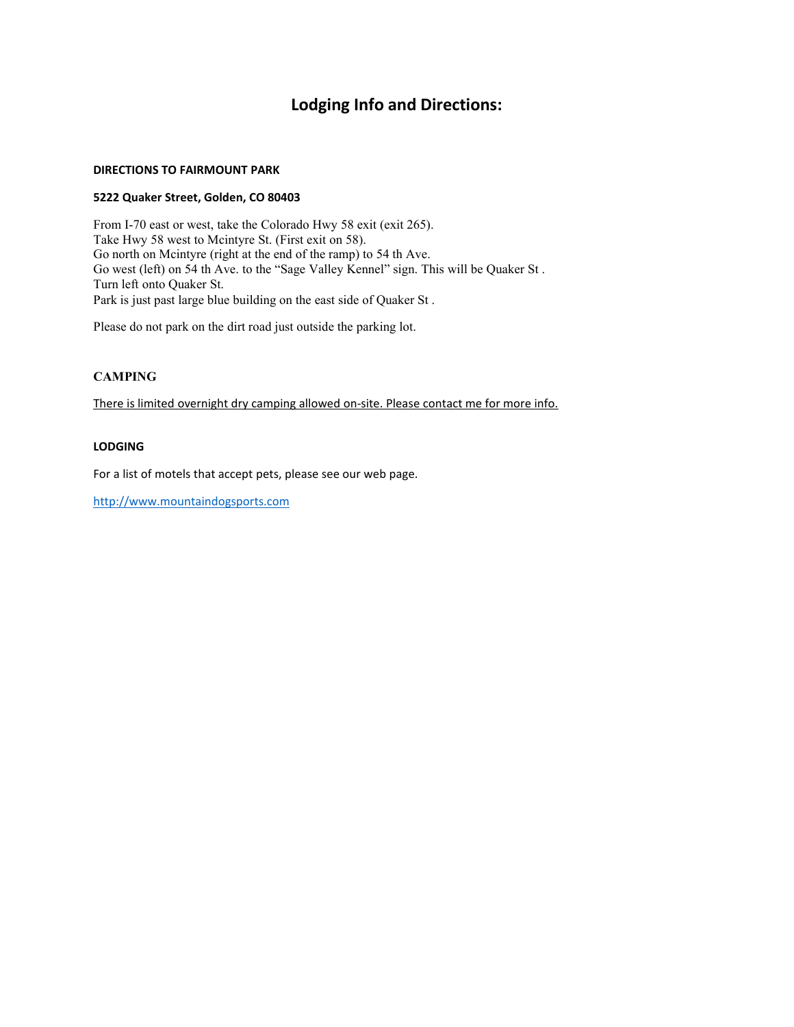# Lodging Info and Directions:

**DIRECTIONS TO FAIRMOUNT PARK**

**5222 Quaker Street, Golden, CO 80403**

From I-70 east or west, take the Colorado Hwy 58 exit (exit 265).
Take Hwy 58 west to Mcintyre St. (First exit on 58).
Go north on Mcintyre (right at the end of the ramp) to 54 th Ave.
Go west (left) on 54 th Ave. to the "Sage Valley Kennel" sign. This will be Quaker St .
Turn left onto Quaker St.
Park is just past large blue building on the east side of Quaker St .

Please do not park on the dirt road just outside the parking lot.

**CAMPING**

There is limited overnight dry camping allowed on-site. Please contact me for more info.

**LODGING**

For a list of motels that accept pets, please see our web page.

http://www.mountaindogsports.com